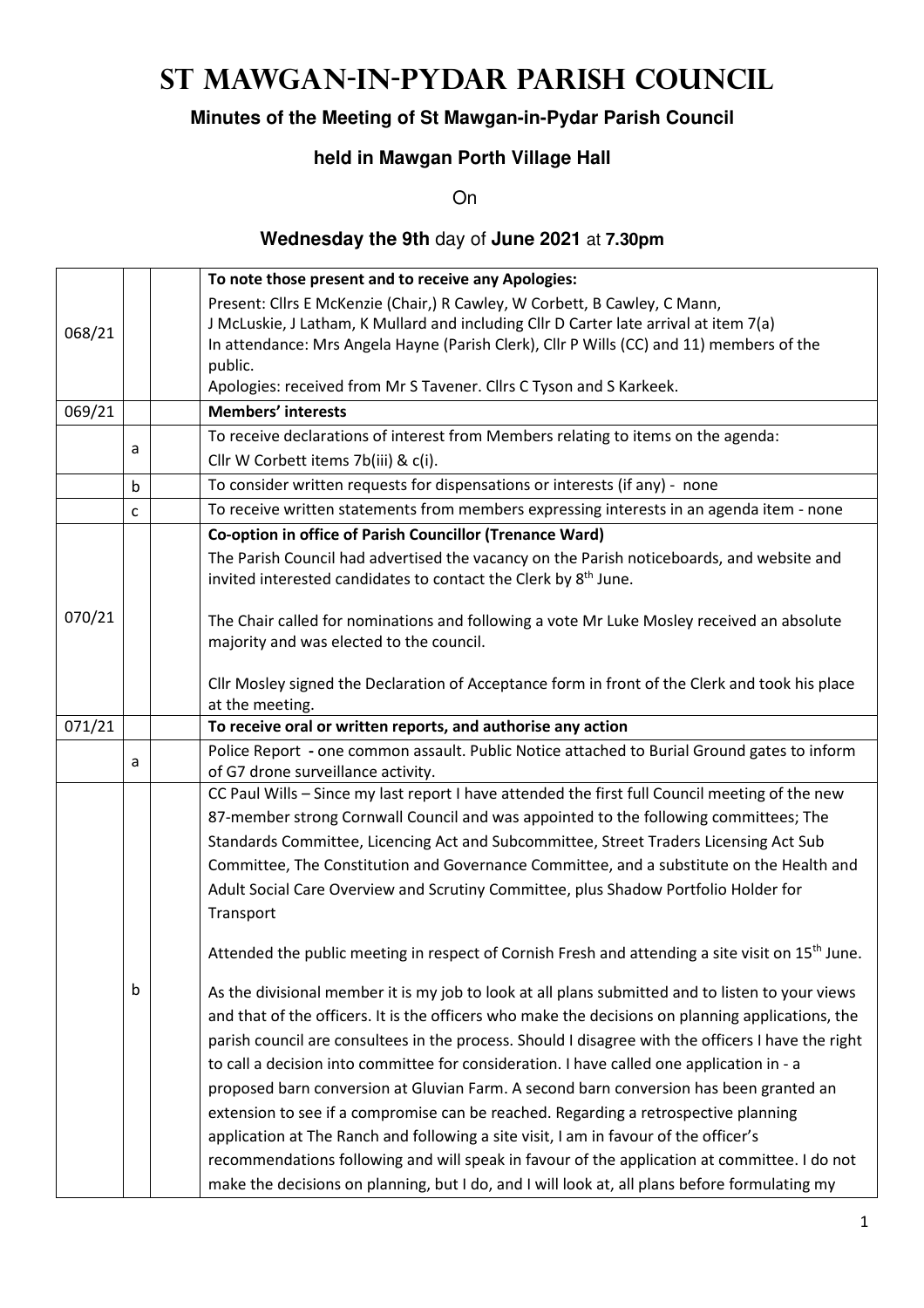# St Mawgan-in-Pydar Parish Council

**Minutes of the Meeting of St Mawgan-in-Pydar Parish Council**

**held in Mawgan Porth Village Hall**

On

**Wednesday the 9th** day of **June 2021** at **7.30pm**

| | | | |
|---|---|---|---|
| 068/21 | | | **To note those present and to receive any Apologies:**<br>Present: Cllrs E McKenzie (Chair,) R Cawley, W Corbett, B Cawley, C Mann, J McLuskie, J Latham, K Mullard and including Cllr D Carter late arrival at item 7(a)<br>In attendance: Mrs Angela Hayne (Parish Clerk), Cllr P Wills (CC) and 11) members of the public.<br>Apologies: received from Mr S Tavener. Cllrs C Tyson and S Karkeek. |
| 069/21 | | | **Members' interests** |
| | a | | To receive declarations of interest from Members relating to items on the agenda:<br>Cllr W Corbett items 7b(iii) & c(i). |
| | b | | To consider written requests for dispensations or interests (if any) - none |
| | c | | To receive written statements from members expressing interests in an agenda item - none |
| 070/21 | | | **Co-option in office of Parish Councillor (Trenance Ward)**<br>The Parish Council had advertised the vacancy on the Parish noticeboards, and website and invited interested candidates to contact the Clerk by 8th June.<br><br>The Chair called for nominations and following a vote Mr Luke Mosley received an absolute majority and was elected to the council.<br><br>Cllr Mosley signed the Declaration of Acceptance form in front of the Clerk and took his place at the meeting. |
| 071/21 | | | **To receive oral or written reports, and authorise any action** |
| | a | | Police Report - one common assault. Public Notice attached to Burial Ground gates to inform of G7 drone surveillance activity. |
| | b | | CC Paul Wills – Since my last report I have attended the first full Council meeting of the new 87-member strong Cornwall Council and was appointed to the following committees; The Standards Committee, Licencing Act and Subcommittee, Street Traders Licensing Act Sub Committee, The Constitution and Governance Committee, and a substitute on the Health and Adult Social Care Overview and Scrutiny Committee, plus Shadow Portfolio Holder for Transport<br><br>Attended the public meeting in respect of Cornish Fresh and attending a site visit on 15th June.<br><br>As the divisional member it is my job to look at all plans submitted and to listen to your views and that of the officers. It is the officers who make the decisions on planning applications, the parish council are consultees in the process. Should I disagree with the officers I have the right to call a decision into committee for consideration. I have called one application in - a proposed barn conversion at Gluvian Farm. A second barn conversion has been granted an extension to see if a compromise can be reached. Regarding a retrospective planning application at The Ranch and following a site visit, I am in favour of the officer's recommendations following and will speak in favour of the application at committee. I do not make the decisions on planning, but I do, and I will look at, all plans before formulating my |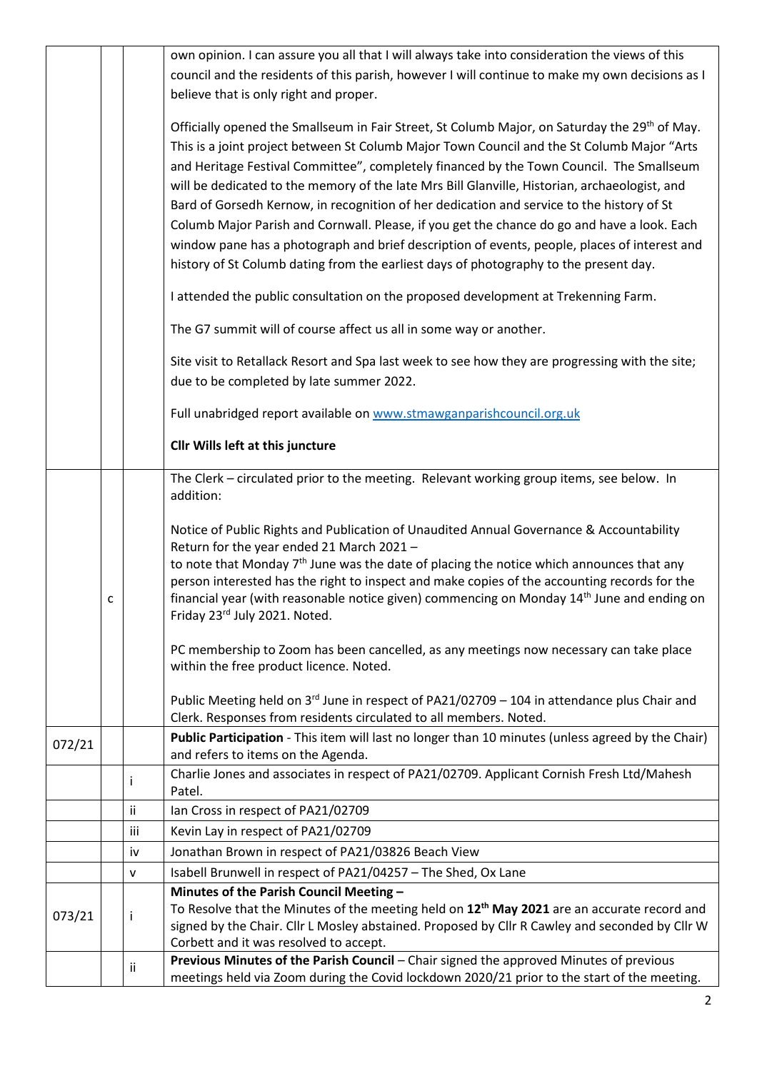| | | | |
|---|---|---|---|
| | | | own opinion. I can assure you all that I will always take into consideration the views of this council and the residents of this parish, however I will continue to make my own decisions as I believe that is only right and proper.<br><br>Officially opened the Smallseum in Fair Street, St Columb Major, on Saturday the 29th of May. This is a joint project between St Columb Major Town Council and the St Columb Major "Arts and Heritage Festival Committee", completely financed by the Town Council. The Smallseum will be dedicated to the memory of the late Mrs Bill Glanville, Historian, archaeologist, and Bard of Gorsedh Kernow, in recognition of her dedication and service to the history of St Columb Major Parish and Cornwall. Please, if you get the chance do go and have a look. Each window pane has a photograph and brief description of events, people, places of interest and history of St Columb dating from the earliest days of photography to the present day.<br><br>I attended the public consultation on the proposed development at Trekenning Farm.<br><br>The G7 summit will of course affect us all in some way or another.<br><br>Site visit to Retallack Resort and Spa last week to see how they are progressing with the site; due to be completed by late summer 2022.<br><br>Full unabridged report available on [www.stmawganparishcouncil.org.uk](www.stmawganparishcouncil.org.uk)<br><br>**Cllr Wills left at this juncture** |
| | c | | The Clerk – circulated prior to the meeting. Relevant working group items, see below. In addition:<br><br>Notice of Public Rights and Publication of Unaudited Annual Governance & Accountability Return for the year ended 21 March 2021 –<br>to note that Monday 7th June was the date of placing the notice which announces that any person interested has the right to inspect and make copies of the accounting records for the financial year (with reasonable notice given) commencing on Monday 14th June and ending on Friday 23rd July 2021. Noted.<br><br>PC membership to Zoom has been cancelled, as any meetings now necessary can take place within the free product licence. Noted.<br><br>Public Meeting held on 3rd June in respect of PA21/02709 – 104 in attendance plus Chair and Clerk. Responses from residents circulated to all members. Noted. |
| 072/21 | | | **Public Participation** - This item will last no longer than 10 minutes (unless agreed by the Chair) and refers to items on the Agenda. |
| | | i | Charlie Jones and associates in respect of PA21/02709. Applicant Cornish Fresh Ltd/Mahesh Patel. |
| | | ii | Ian Cross in respect of PA21/02709 |
| | | iii | Kevin Lay in respect of PA21/02709 |
| | | iv | Jonathan Brown in respect of PA21/03826 Beach View |
| | | v | Isabell Brunwell in respect of PA21/04257 – The Shed, Ox Lane |
| 073/21 | | i | **Minutes of the Parish Council Meeting –**<br>To Resolve that the Minutes of the meeting held on **12th May 2021** are an accurate record and signed by the Chair. Cllr L Mosley abstained. Proposed by Cllr R Cawley and seconded by Cllr W Corbett and it was resolved to accept. |
| | | ii | **Previous Minutes of the Parish Council** – Chair signed the approved Minutes of previous meetings held via Zoom during the Covid lockdown 2020/21 prior to the start of the meeting. |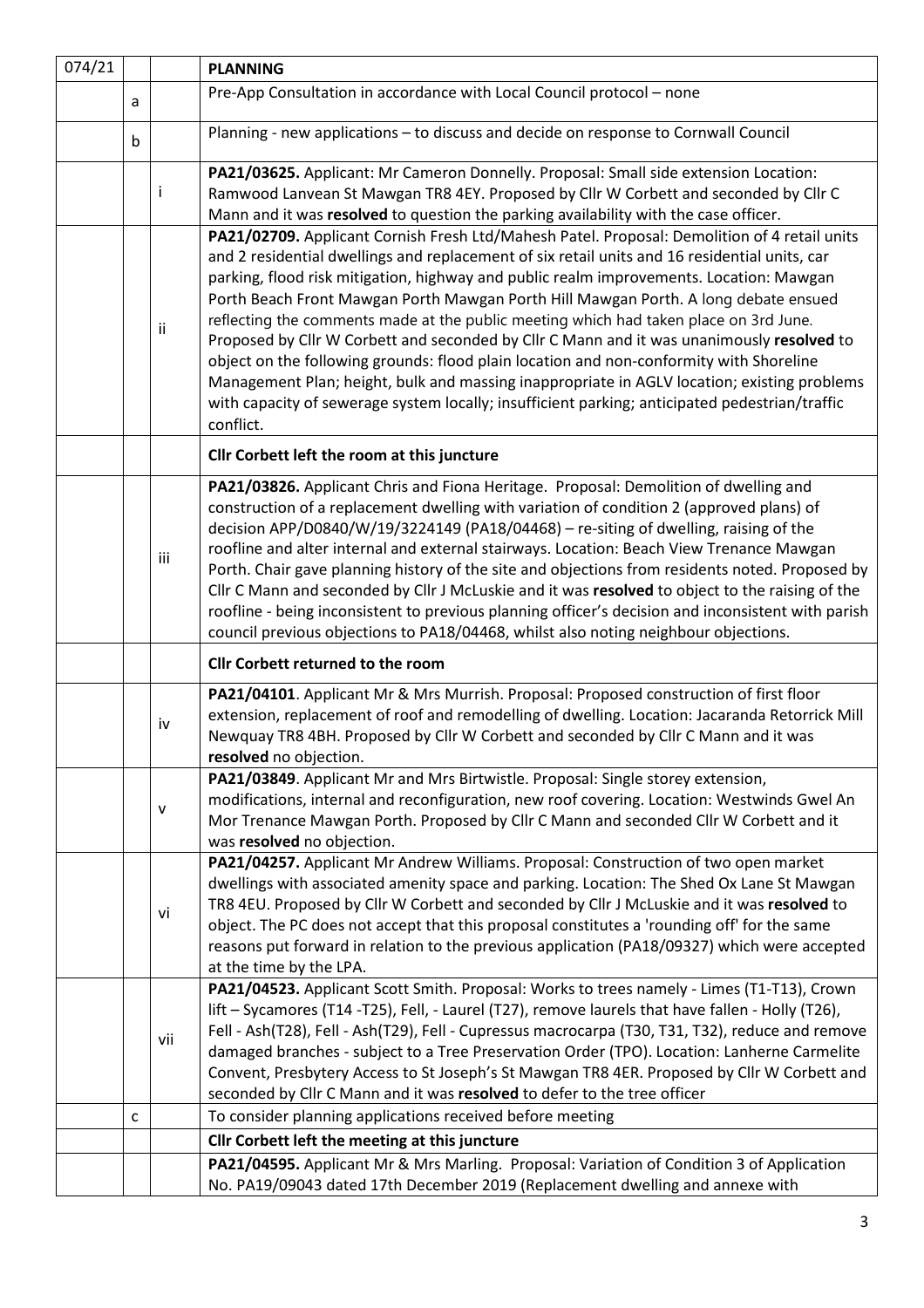| | | | |
|---|---|---|---|
| 074/21 | | | **PLANNING** |
| | a | | Pre-App Consultation in accordance with Local Council protocol – none |
| | b | | Planning - new applications – to discuss and decide on response to Cornwall Council |
| | | i | **PA21/03625.** Applicant: Mr Cameron Donnelly. Proposal: Small side extension Location: Ramwood Lanvean St Mawgan TR8 4EY. Proposed by Cllr W Corbett and seconded by Cllr C Mann and it was **resolved** to question the parking availability with the case officer. |
| | | ii | **PA21/02709.** Applicant Cornish Fresh Ltd/Mahesh Patel. Proposal: Demolition of 4 retail units and 2 residential dwellings and replacement of six retail units and 16 residential units, car parking, flood risk mitigation, highway and public realm improvements. Location: Mawgan Porth Beach Front Mawgan Porth Mawgan Porth Hill Mawgan Porth. A long debate ensued reflecting the comments made at the public meeting which had taken place on 3rd June. Proposed by Cllr W Corbett and seconded by Cllr C Mann and it was unanimously **resolved** to object on the following grounds: flood plain location and non-conformity with Shoreline Management Plan; height, bulk and massing inappropriate in AGLV location; existing problems with capacity of sewerage system locally; insufficient parking; anticipated pedestrian/traffic conflict. |
| | | | **Cllr Corbett left the room at this juncture** |
| | | iii | **PA21/03826.** Applicant Chris and Fiona Heritage. Proposal: Demolition of dwelling and construction of a replacement dwelling with variation of condition 2 (approved plans) of decision APP/D0840/W/19/3224149 (PA18/04468) – re-siting of dwelling, raising of the roofline and alter internal and external stairways. Location: Beach View Trenance Mawgan Porth. Chair gave planning history of the site and objections from residents noted. Proposed by Cllr C Mann and seconded by Cllr J McLuskie and it was **resolved** to object to the raising of the roofline - being inconsistent to previous planning officer's decision and inconsistent with parish council previous objections to PA18/04468, whilst also noting neighbour objections. |
| | | | **Cllr Corbett returned to the room** |
| | | iv | **PA21/04101**. Applicant Mr & Mrs Murrish. Proposal: Proposed construction of first floor extension, replacement of roof and remodelling of dwelling. Location: Jacaranda Retorrick Mill Newquay TR8 4BH. Proposed by Cllr W Corbett and seconded by Cllr C Mann and it was **resolved** no objection. |
| | | v | **PA21/03849**. Applicant Mr and Mrs Birtwistle. Proposal: Single storey extension, modifications, internal and reconfiguration, new roof covering. Location: Westwinds Gwel An Mor Trenance Mawgan Porth. Proposed by Cllr C Mann and seconded Cllr W Corbett and it was **resolved** no objection. |
| | | vi | **PA21/04257.** Applicant Mr Andrew Williams. Proposal: Construction of two open market dwellings with associated amenity space and parking. Location: The Shed Ox Lane St Mawgan TR8 4EU. Proposed by Cllr W Corbett and seconded by Cllr J McLuskie and it was **resolved** to object. The PC does not accept that this proposal constitutes a 'rounding off' for the same reasons put forward in relation to the previous application (PA18/09327) which were accepted at the time by the LPA. |
| | | vii | **PA21/04523.** Applicant Scott Smith. Proposal: Works to trees namely - Limes (T1-T13), Crown lift – Sycamores (T14 -T25), Fell, - Laurel (T27), remove laurels that have fallen - Holly (T26), Fell - Ash(T28), Fell - Ash(T29), Fell - Cupressus macrocarpa (T30, T31, T32), reduce and remove damaged branches - subject to a Tree Preservation Order (TPO). Location: Lanherne Carmelite Convent, Presbytery Access to St Joseph's St Mawgan TR8 4ER. Proposed by Cllr W Corbett and seconded by Cllr C Mann and it was **resolved** to defer to the tree officer |
| | c | | To consider planning applications received before meeting |
| | | | **Cllr Corbett left the meeting at this juncture** |
| | | | **PA21/04595.** Applicant Mr & Mrs Marling. Proposal: Variation of Condition 3 of Application No. PA19/09043 dated 17th December 2019 (Replacement dwelling and annexe with |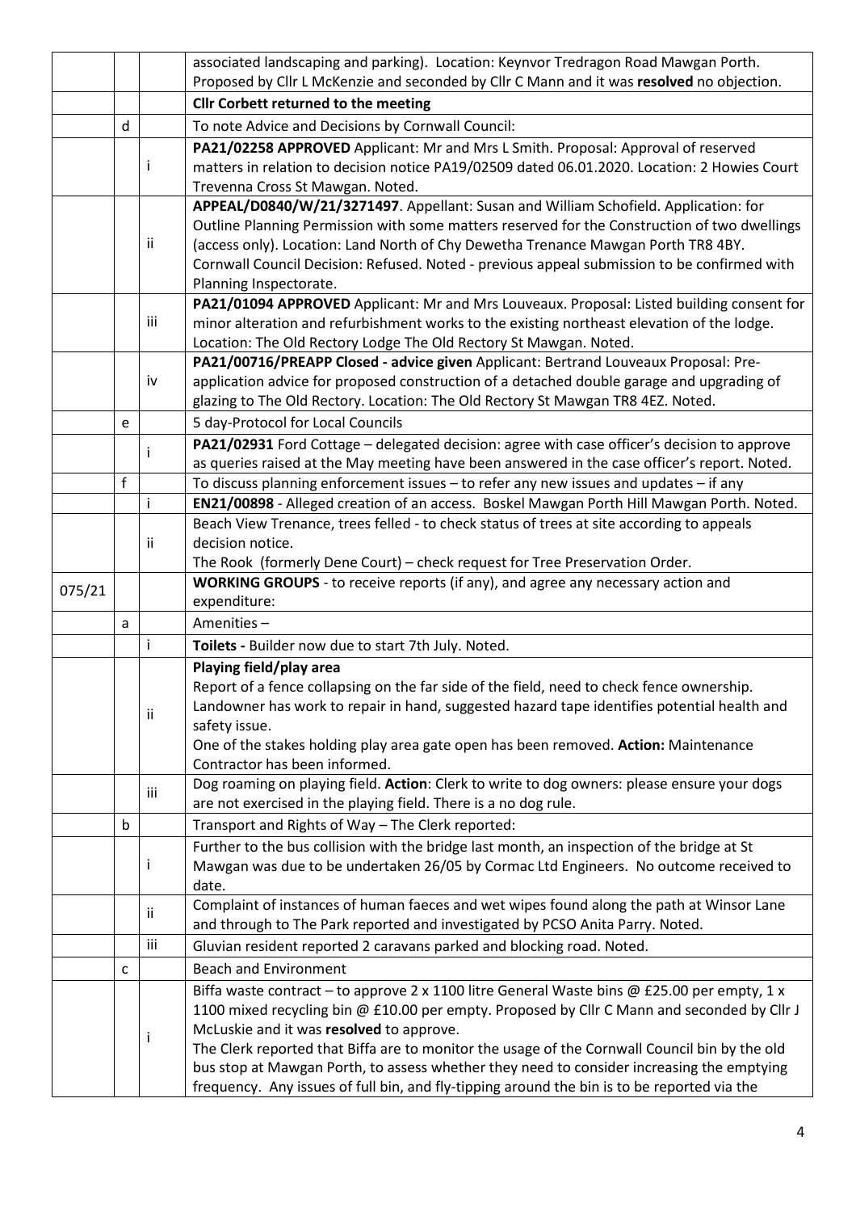| | | | |
|---|---|---|---|
| | | | associated landscaping and parking). Location: Keynvor Tredragon Road Mawgan Porth. Proposed by Cllr L McKenzie and seconded by Cllr C Mann and it was **resolved** no objection. |
| | | | **Cllr Corbett returned to the meeting** |
| | d | | To note Advice and Decisions by Cornwall Council: |
| | | i | **PA21/02258 APPROVED** Applicant: Mr and Mrs L Smith. Proposal: Approval of reserved matters in relation to decision notice PA19/02509 dated 06.01.2020. Location: 2 Howies Court Trevenna Cross St Mawgan. Noted. |
| | | ii | **APPEAL/D0840/W/21/3271497**. Appellant: Susan and William Schofield. Application: for Outline Planning Permission with some matters reserved for the Construction of two dwellings (access only). Location: Land North of Chy Dewetha Trenance Mawgan Porth TR8 4BY. Cornwall Council Decision: Refused. Noted - previous appeal submission to be confirmed with Planning Inspectorate. |
| | | iii | **PA21/01094 APPROVED** Applicant: Mr and Mrs Louveaux. Proposal: Listed building consent for minor alteration and refurbishment works to the existing northeast elevation of the lodge. Location: The Old Rectory Lodge The Old Rectory St Mawgan. Noted. |
| | | iv | **PA21/00716/PREAPP Closed - advice given** Applicant: Bertrand Louveaux Proposal: Pre-application advice for proposed construction of a detached double garage and upgrading of glazing to The Old Rectory. Location: The Old Rectory St Mawgan TR8 4EZ. Noted. |
| | e | | 5 day-Protocol for Local Councils |
| | | i | **PA21/02931** Ford Cottage – delegated decision: agree with case officer's decision to approve as queries raised at the May meeting have been answered in the case officer's report. Noted. |
| | f | | To discuss planning enforcement issues – to refer any new issues and updates – if any |
| | | i | **EN21/00898** - Alleged creation of an access. Boskel Mawgan Porth Hill Mawgan Porth. Noted. |
| | | ii | Beach View Trenance, trees felled - to check status of trees at site according to appeals decision notice.<br>The Rook (formerly Dene Court) – check request for Tree Preservation Order. |
| 075/21 | | | **WORKING GROUPS** - to receive reports (if any), and agree any necessary action and expenditure: |
| | a | | Amenities – |
| | | i | **Toilets -** Builder now due to start 7th July. Noted. |
| | | ii | **Playing field/play area**<br>Report of a fence collapsing on the far side of the field, need to check fence ownership. Landowner has work to repair in hand, suggested hazard tape identifies potential health and safety issue.<br>One of the stakes holding play area gate open has been removed. **Action:** Maintenance Contractor has been informed. |
| | | iii | Dog roaming on playing field. **Action**: Clerk to write to dog owners: please ensure your dogs are not exercised in the playing field. There is a no dog rule. |
| | b | | Transport and Rights of Way – The Clerk reported: |
| | | i | Further to the bus collision with the bridge last month, an inspection of the bridge at St Mawgan was due to be undertaken 26/05 by Cormac Ltd Engineers. No outcome received to date. |
| | | ii | Complaint of instances of human faeces and wet wipes found along the path at Winsor Lane and through to The Park reported and investigated by PCSO Anita Parry. Noted. |
| | | iii | Gluvian resident reported 2 caravans parked and blocking road. Noted. |
| | c | | Beach and Environment |
| | | i | Biffa waste contract – to approve 2 x 1100 litre General Waste bins @ £25.00 per empty, 1 x 1100 mixed recycling bin @ £10.00 per empty. Proposed by Cllr C Mann and seconded by Cllr J McLuskie and it was **resolved** to approve.<br>The Clerk reported that Biffa are to monitor the usage of the Cornwall Council bin by the old bus stop at Mawgan Porth, to assess whether they need to consider increasing the emptying frequency. Any issues of full bin, and fly-tipping around the bin is to be reported via the |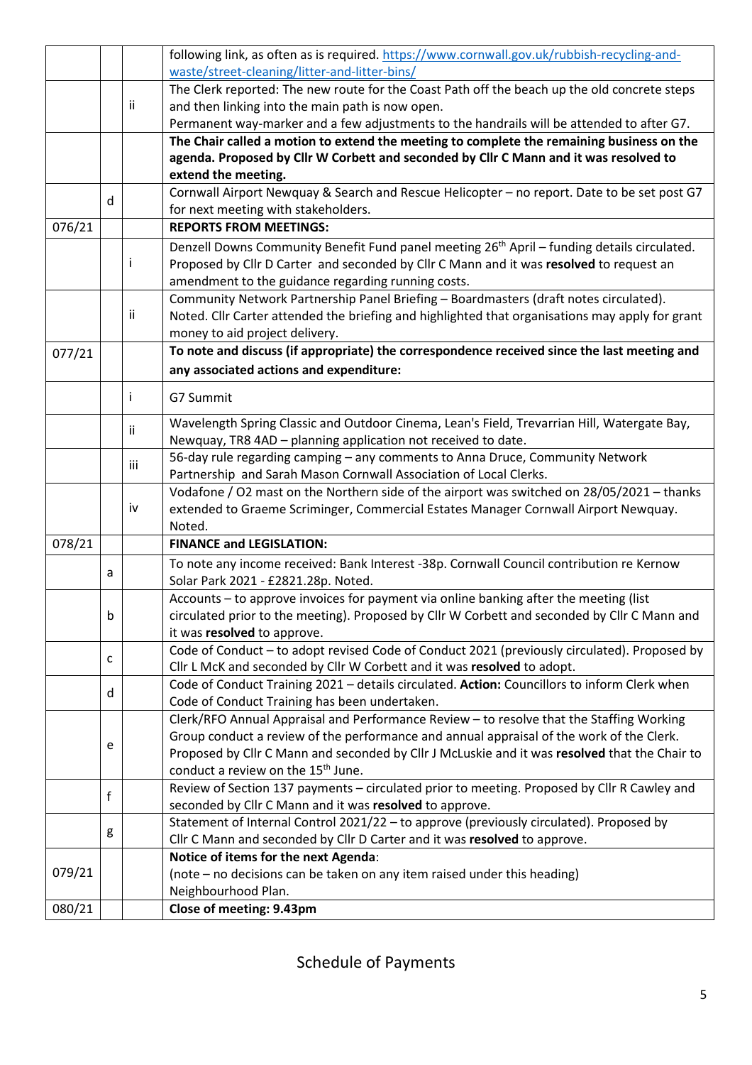|  |  |  | following link, as often as is required. [https://www.cornwall.gov.uk/rubbish-recycling-and-waste/street-cleaning/litter-and-litter-bins/](https://www.cornwall.gov.uk/rubbish-recycling-and-waste/street-cleaning/litter-and-litter-bins/) |
|---|---|---|---|
|  |  | ii | The Clerk reported: The new route for the Coast Path off the beach up the old concrete steps and then linking into the main path is now open.<br>Permanent way-marker and a few adjustments to the handrails will be attended to after G7. |
|  |  |  | **The Chair called a motion to extend the meeting to complete the remaining business on the agenda. Proposed by Cllr W Corbett and seconded by Cllr C Mann and it was resolved to extend the meeting.** |
|  | d |  | Cornwall Airport Newquay & Search and Rescue Helicopter – no report. Date to be set post G7 for next meeting with stakeholders. |
| 076/21 |  |  | **REPORTS FROM MEETINGS:** |
|  |  | i | Denzell Downs Community Benefit Fund panel meeting 26th April – funding details circulated. Proposed by Cllr D Carter and seconded by Cllr C Mann and it was **resolved** to request an amendment to the guidance regarding running costs. |
|  |  | ii | Community Network Partnership Panel Briefing – Boardmasters (draft notes circulated). Noted. Cllr Carter attended the briefing and highlighted that organisations may apply for grant money to aid project delivery. |
| 077/21 |  |  | **To note and discuss (if appropriate) the correspondence received since the last meeting and any associated actions and expenditure:** |
|  |  | i | G7 Summit |
|  |  | ii | Wavelength Spring Classic and Outdoor Cinema, Lean's Field, Trevarrian Hill, Watergate Bay, Newquay, TR8 4AD – planning application not received to date. |
|  |  | iii | 56-day rule regarding camping – any comments to Anna Druce, Community Network Partnership and Sarah Mason Cornwall Association of Local Clerks. |
|  |  | iv | Vodafone / O2 mast on the Northern side of the airport was switched on 28/05/2021 – thanks extended to Graeme Scriminger, Commercial Estates Manager Cornwall Airport Newquay. Noted. |
| 078/21 |  |  | **FINANCE and LEGISLATION:** |
|  | a |  | To note any income received: Bank Interest -38p. Cornwall Council contribution re Kernow Solar Park 2021 - £2821.28p. Noted. |
|  | b |  | Accounts – to approve invoices for payment via online banking after the meeting (list circulated prior to the meeting). Proposed by Cllr W Corbett and seconded by Cllr C Mann and it was **resolved** to approve. |
|  | c |  | Code of Conduct – to adopt revised Code of Conduct 2021 (previously circulated). Proposed by Cllr L McK and seconded by Cllr W Corbett and it was **resolved** to adopt. |
|  | d |  | Code of Conduct Training 2021 – details circulated. **Action:** Councillors to inform Clerk when Code of Conduct Training has been undertaken. |
|  | e |  | Clerk/RFO Annual Appraisal and Performance Review – to resolve that the Staffing Working Group conduct a review of the performance and annual appraisal of the work of the Clerk. Proposed by Cllr C Mann and seconded by Cllr J McLuskie and it was **resolved** that the Chair to conduct a review on the 15th June. |
|  | f |  | Review of Section 137 payments – circulated prior to meeting. Proposed by Cllr R Cawley and seconded by Cllr C Mann and it was **resolved** to approve. |
|  | g |  | Statement of Internal Control 2021/22 – to approve (previously circulated). Proposed by Cllr C Mann and seconded by Cllr D Carter and it was **resolved** to approve. |
| 079/21 |  |  | **Notice of items for the next Agenda**:<br>(note – no decisions can be taken on any item raised under this heading)<br>Neighbourhood Plan. |
| 080/21 |  |  | **Close of meeting: 9.43pm** |

## Schedule of Payments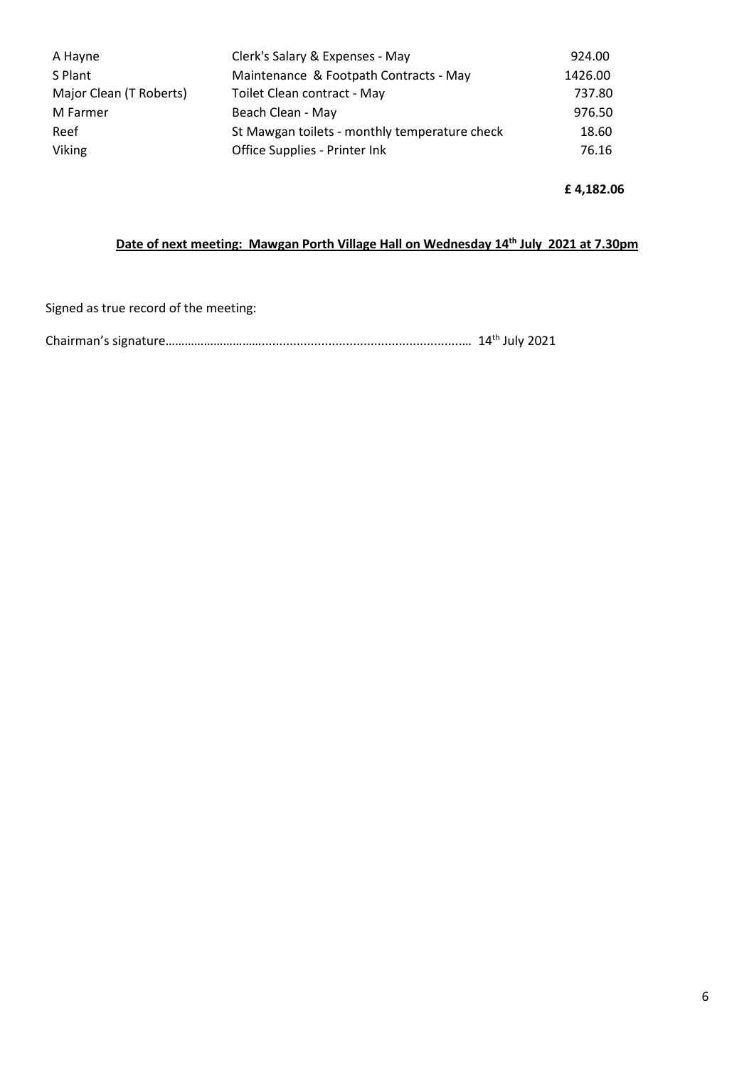| | | |
|---|---|---|
| A Hayne | Clerk's Salary & Expenses - May | 924.00 |
| S Plant | Maintenance & Footpath Contracts - May | 1426.00 |
| Major Clean (T Roberts) | Toilet Clean contract - May | 737.80 |
| M Farmer | Beach Clean - May | 976.50 |
| Reef | St Mawgan toilets - monthly temperature check | 18.60 |
| Viking | Office Supplies - Printer Ink | 76.16 |
| | | **£ 4,182.06** |

**Date of next meeting: Mawgan Porth Village Hall on Wednesday 14th July 2021 at 7.30pm**

Signed as true record of the meeting:

Chairman's signature…………………….......................................................… 14th July 2021